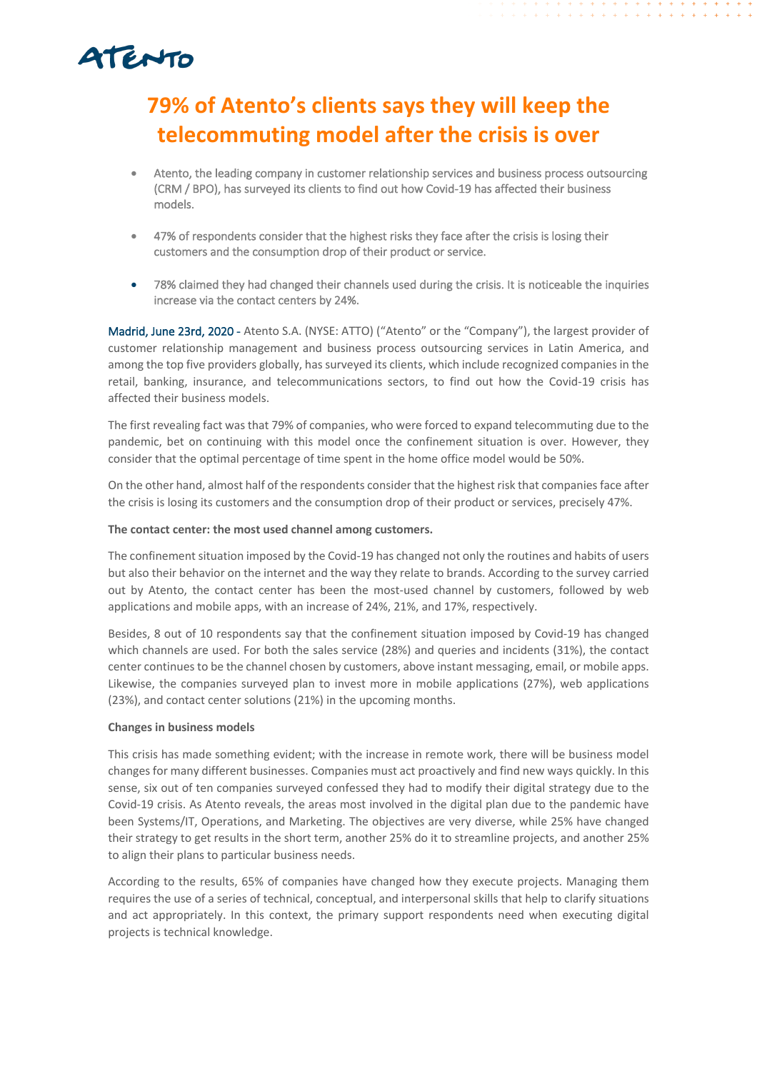ATENTO

# 79% of Atento's clients says they will keep the telecommuting model after the crisis is over

- Atento, the leading company in customer relationship services and business process outsourcing (CRM / BPO), has surveyed its clients to find out how Covid-19 has affected their business models.
- 47% of respondents consider that the highest risks they face after the crisis is losing their customers and the consumption drop of their product or service.
- 78% claimed they had changed their channels used during the crisis. It is noticeable the inquiries increase via the contact centers by 24%.

Madrid, June 23rd, 2020 - Atento S.A. (NYSE: ATTO) ("Atento" or the "Company"), the largest provider of customer relationship management and business process outsourcing services in Latin America, and among the top five providers globally, has surveyed its clients, which include recognized companies in the retail, banking, insurance, and telecommunications sectors, to find out how the Covid-19 crisis has affected their business models.

The first revealing fact was that 79% of companies, who were forced to expand telecommuting due to the pandemic, bet on continuing with this model once the confinement situation is over. However, they consider that the optimal percentage of time spent in the home office model would be 50%.

On the other hand, almost half of the respondents consider that the highest risk that companies face after the crisis is losing its customers and the consumption drop of their product or services, precisely 47%.

**The contact center: the most used channel among customers.**

The confinement situation imposed by the Covid-19 has changed not only the routines and habits of users but also their behavior on the internet and the way they relate to brands. According to the survey carried out by Atento, the contact center has been the most-used channel by customers, followed by web applications and mobile apps, with an increase of 24%, 21%, and 17%, respectively.

Besides, 8 out of 10 respondents say that the confinement situation imposed by Covid-19 has changed which channels are used. For both the sales service (28%) and queries and incidents (31%), the contact center continues to be the channel chosen by customers, above instant messaging, email, or mobile apps. Likewise, the companies surveyed plan to invest more in mobile applications (27%), web applications (23%), and contact center solutions (21%) in the upcoming months.

**Changes in business models**

This crisis has made something evident; with the increase in remote work, there will be business model changes for many different businesses. Companies must act proactively and find new ways quickly. In this sense, six out of ten companies surveyed confessed they had to modify their digital strategy due to the Covid-19 crisis. As Atento reveals, the areas most involved in the digital plan due to the pandemic have been Systems/IT, Operations, and Marketing. The objectives are very diverse, while 25% have changed their strategy to get results in the short term, another 25% do it to streamline projects, and another 25% to align their plans to particular business needs.

According to the results, 65% of companies have changed how they execute projects. Managing them requires the use of a series of technical, conceptual, and interpersonal skills that help to clarify situations and act appropriately. In this context, the primary support respondents need when executing digital projects is technical knowledge.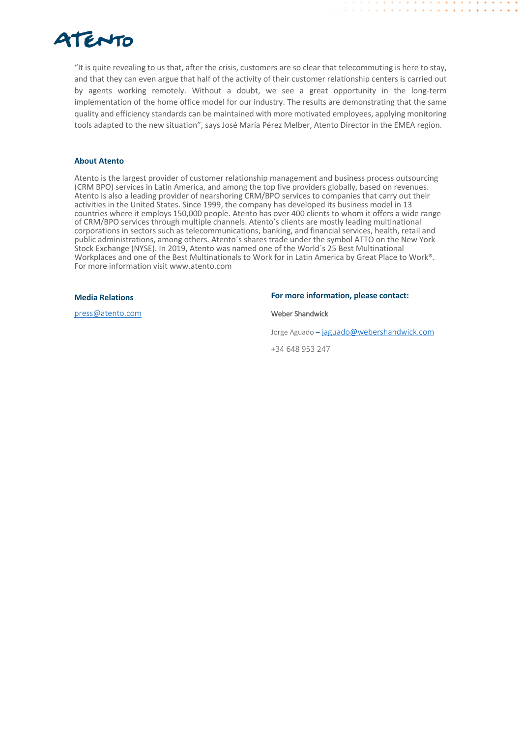"It is quite revealing to us that, after the crisis, customers are so clear that telecommuting is here to stay, and that they can even argue that half of the activity of their customer relationship centers is carried out by agents working remotely. Without a doubt, we see a great opportunity in the long-term implementation of the home office model for our industry. The results are demonstrating that the same quality and efficiency standards can be maintained with more motivated employees, applying monitoring tools adapted to the new situation", says José María Pérez Melber, Atento Director in the EMEA region.

### About Atento

Atento is the largest provider of customer relationship management and business process outsourcing (CRM BPO) services in Latin America, and among the top five providers globally, based on revenues. Atento is also a leading provider of nearshoring CRM/BPO services to companies that carry out their activities in the United States. Since 1999, the company has developed its business model in 13 countries where it employs 150,000 people. Atento has over 400 clients to whom it offers a wide range of CRM/BPO services through multiple channels. Atento's clients are mostly leading multinational corporations in sectors such as telecommunications, banking, and financial services, health, retail and public administrations, among others. Atento´s shares trade under the symbol ATTO on the New York Stock Exchange (NYSE). In 2019, Atento was named one of the World´s 25 Best Multinational Workplaces and one of the Best Multinationals to Work for in Latin America by Great Place to Work®. For more information visit www.atento.com

### Media Relations

press@atento.com

### For more information, please contact:

Weber Shandwick

Jorge Aguado – jaguado@webershandwick.com

+34 648 953 247